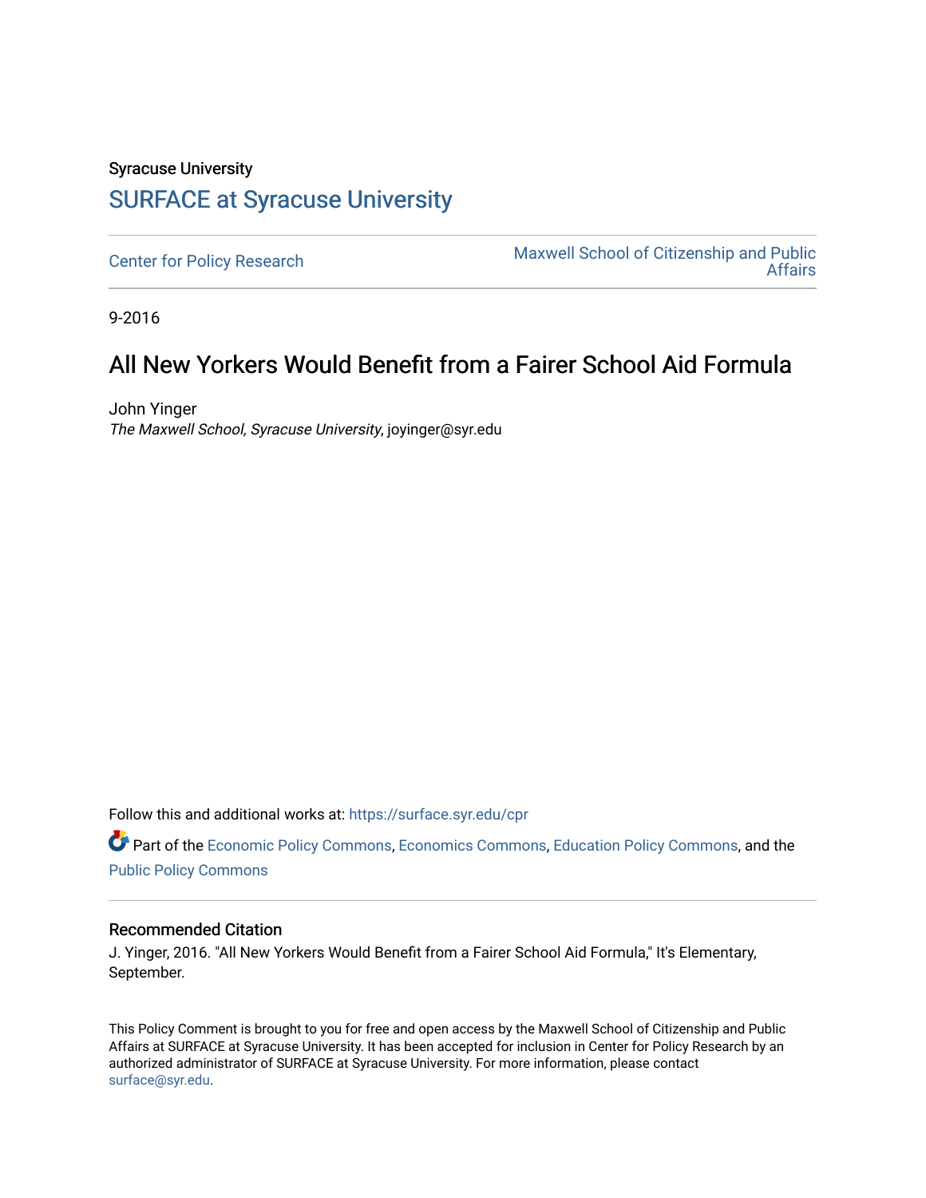Syracuse University

# SURFACE at Syracuse University

Center for Policy Research

Maxwell School of Citizenship and Public Affairs

9-2016

## All New Yorkers Would Benefit from a Fairer School Aid Formula

John Yinger

*The Maxwell School, Syracuse University*, joyinger@syr.edu

Follow this and additional works at: https://surface.syr.edu/cpr

Part of the Economic Policy Commons, Economics Commons, Education Policy Commons, and the Public Policy Commons

### Recommended Citation

J. Yinger, 2016. "All New Yorkers Would Benefit from a Fairer School Aid Formula," It's Elementary, September.

This Policy Comment is brought to you for free and open access by the Maxwell School of Citizenship and Public Affairs at SURFACE at Syracuse University. It has been accepted for inclusion in Center for Policy Research by an authorized administrator of SURFACE at Syracuse University. For more information, please contact surface@syr.edu.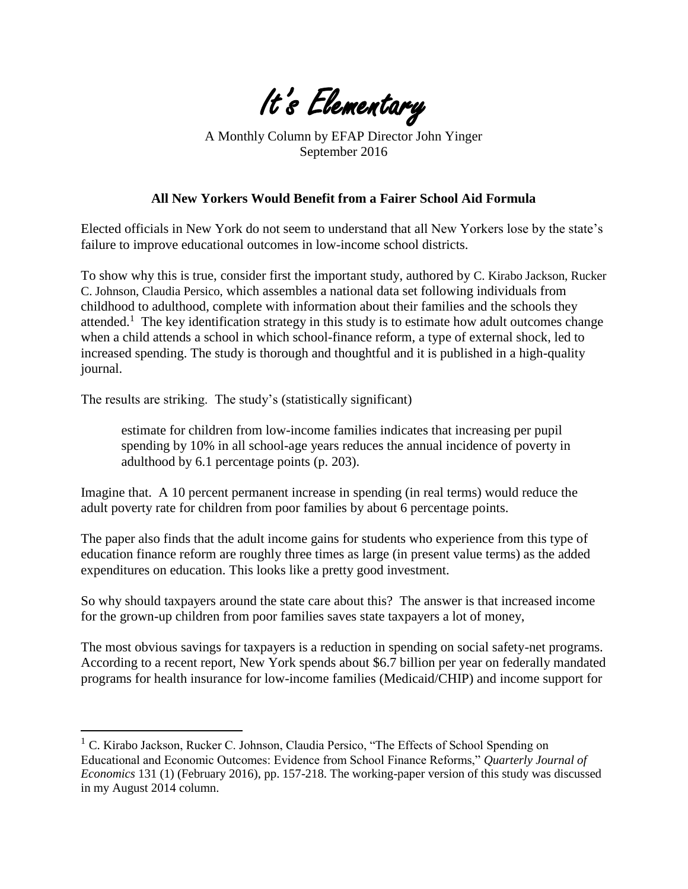# It's Elementary

A Monthly Column by EFAP Director John Yinger
September 2016

**All New Yorkers Would Benefit from a Fairer School Aid Formula**

Elected officials in New York do not seem to understand that all New Yorkers lose by the state's failure to improve educational outcomes in low-income school districts.

To show why this is true, consider first the important study, authored by C. Kirabo Jackson, Rucker C. Johnson, Claudia Persico, which assembles a national data set following individuals from childhood to adulthood, complete with information about their families and the schools they attended.[1] The key identification strategy in this study is to estimate how adult outcomes change when a child attends a school in which school-finance reform, a type of external shock, led to increased spending. The study is thorough and thoughtful and it is published in a high-quality journal.

The results are striking. The study's (statistically significant)

> estimate for children from low-income families indicates that increasing per pupil spending by 10% in all school-age years reduces the annual incidence of poverty in adulthood by 6.1 percentage points (p. 203).

Imagine that. A 10 percent permanent increase in spending (in real terms) would reduce the adult poverty rate for children from poor families by about 6 percentage points.

The paper also finds that the adult income gains for students who experience from this type of education finance reform are roughly three times as large (in present value terms) as the added expenditures on education. This looks like a pretty good investment.

So why should taxpayers around the state care about this? The answer is that increased income for the grown-up children from poor families saves state taxpayers a lot of money,

The most obvious savings for taxpayers is a reduction in spending on social safety-net programs. According to a recent report, New York spends about $6.7 billion per year on federally mandated programs for health insurance for low-income families (Medicaid/CHIP) and income support for

[1] C. Kirabo Jackson, Rucker C. Johnson, Claudia Persico, "The Effects of School Spending on Educational and Economic Outcomes: Evidence from School Finance Reforms," *Quarterly Journal of Economics* 131 (1) (February 2016), pp. 157-218. The working-paper version of this study was discussed in my August 2014 column.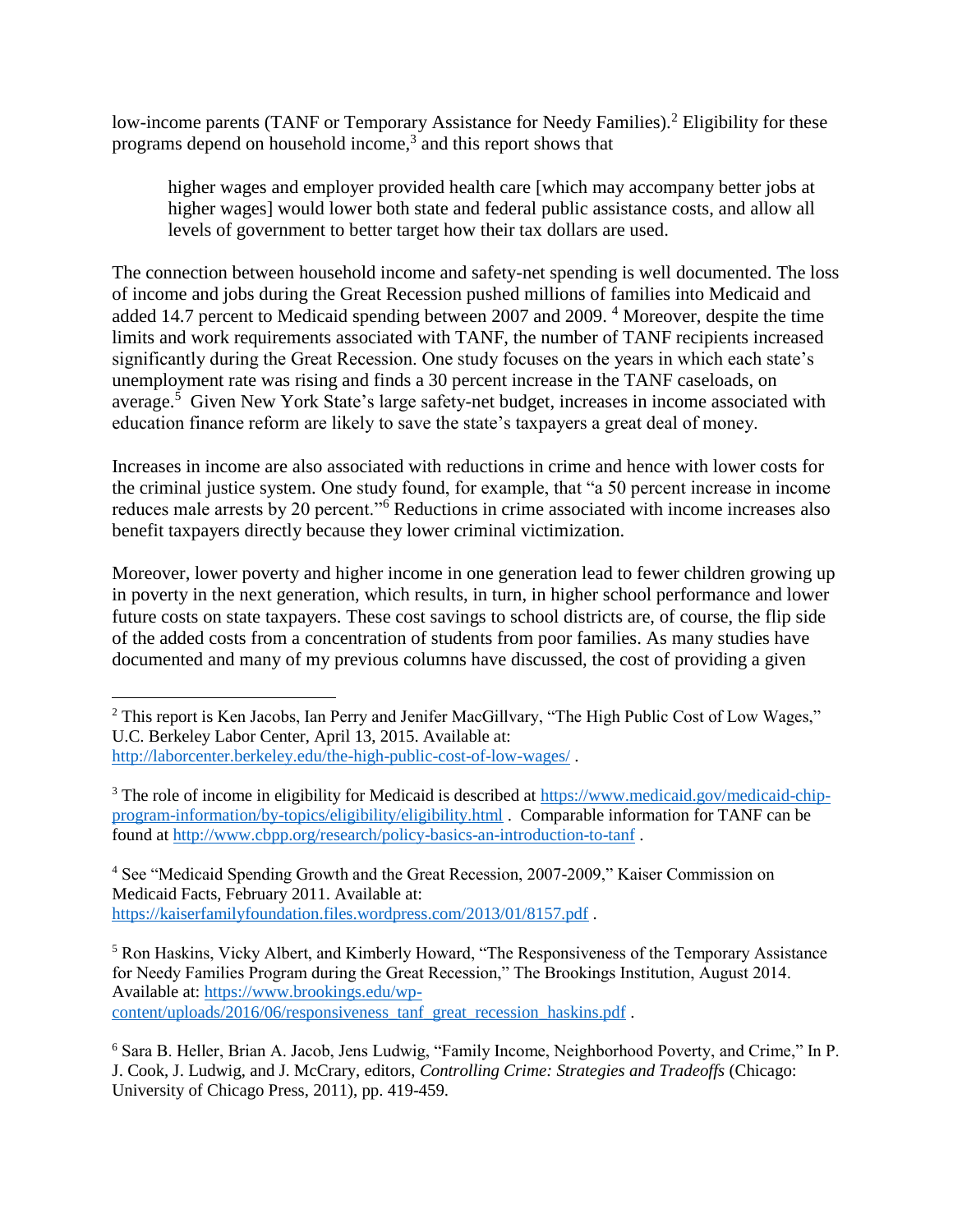low-income parents (TANF or Temporary Assistance for Needy Families).[2] Eligibility for these programs depend on household income,[3] and this report shows that

> higher wages and employer provided health care [which may accompany better jobs at higher wages] would lower both state and federal public assistance costs, and allow all levels of government to better target how their tax dollars are used.

The connection between household income and safety-net spending is well documented. The loss of income and jobs during the Great Recession pushed millions of families into Medicaid and added 14.7 percent to Medicaid spending between 2007 and 2009.[4] Moreover, despite the time limits and work requirements associated with TANF, the number of TANF recipients increased significantly during the Great Recession. One study focuses on the years in which each state's unemployment rate was rising and finds a 30 percent increase in the TANF caseloads, on average.[5] Given New York State's large safety-net budget, increases in income associated with education finance reform are likely to save the state's taxpayers a great deal of money.

Increases in income are also associated with reductions in crime and hence with lower costs for the criminal justice system. One study found, for example, that "a 50 percent increase in income reduces male arrests by 20 percent."[6] Reductions in crime associated with income increases also benefit taxpayers directly because they lower criminal victimization.

Moreover, lower poverty and higher income in one generation lead to fewer children growing up in poverty in the next generation, which results, in turn, in higher school performance and lower future costs on state taxpayers. These cost savings to school districts are, of course, the flip side of the added costs from a concentration of students from poor families. As many studies have documented and many of my previous columns have discussed, the cost of providing a given

---

[2] This report is Ken Jacobs, Ian Perry and Jenifer MacGillvary, "The High Public Cost of Low Wages," U.C. Berkeley Labor Center, April 13, 2015. Available at: http://laborcenter.berkeley.edu/the-high-public-cost-of-low-wages/ .

[3] The role of income in eligibility for Medicaid is described at https://www.medicaid.gov/medicaid-chip-program-information/by-topics/eligibility/eligibility.html . Comparable information for TANF can be found at http://www.cbpp.org/research/policy-basics-an-introduction-to-tanf .

[4] See "Medicaid Spending Growth and the Great Recession, 2007-2009," Kaiser Commission on Medicaid Facts, February 2011. Available at: https://kaiserfamilyfoundation.files.wordpress.com/2013/01/8157.pdf .

[5] Ron Haskins, Vicky Albert, and Kimberly Howard, "The Responsiveness of the Temporary Assistance for Needy Families Program during the Great Recession," The Brookings Institution, August 2014. Available at: https://www.brookings.edu/wp-content/uploads/2016/06/responsiveness_tanf_great_recession_haskins.pdf .

[6] Sara B. Heller, Brian A. Jacob, Jens Ludwig, "Family Income, Neighborhood Poverty, and Crime," In P. J. Cook, J. Ludwig, and J. McCrary, editors, *Controlling Crime: Strategies and Tradeoffs* (Chicago: University of Chicago Press, 2011), pp. 419-459.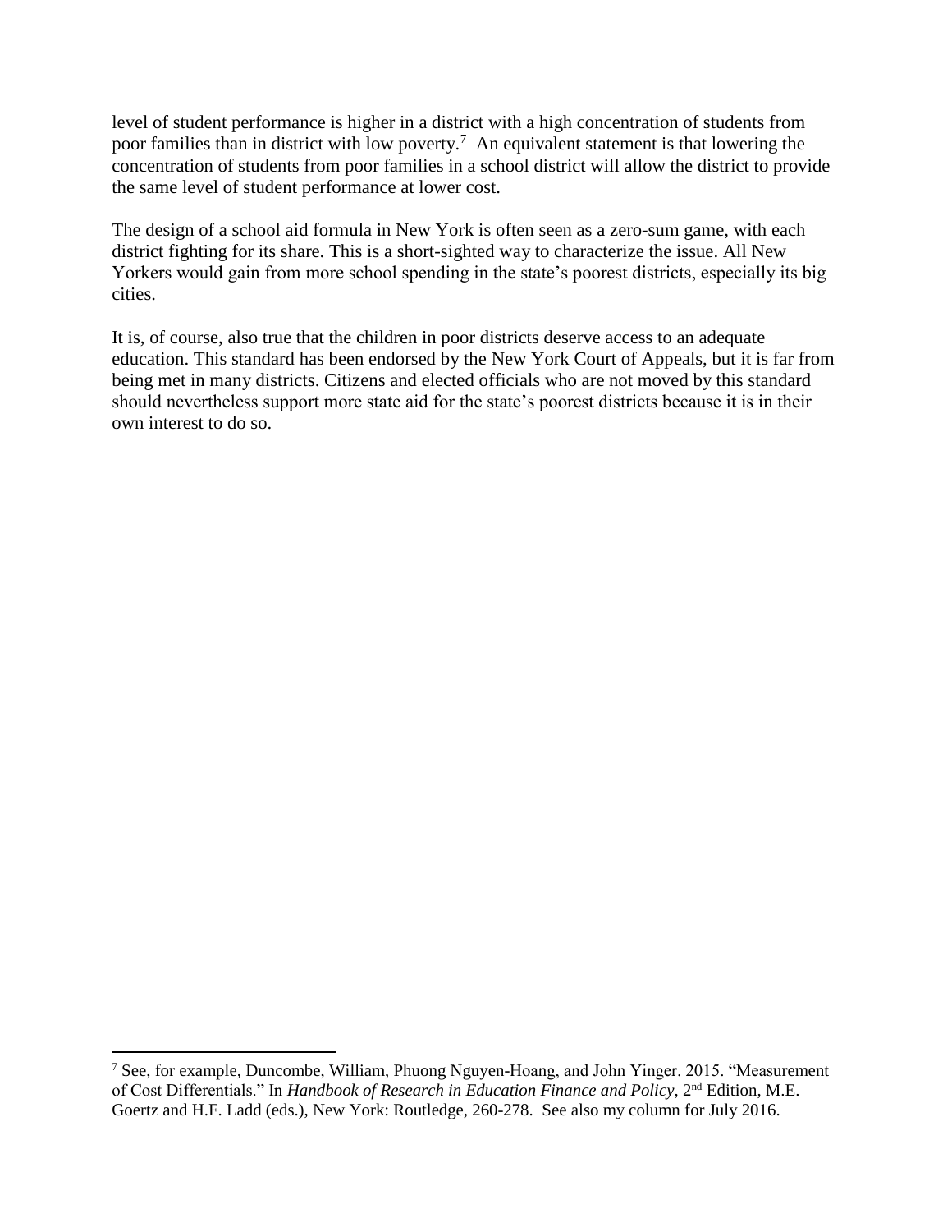level of student performance is higher in a district with a high concentration of students from poor families than in district with low poverty.[7] An equivalent statement is that lowering the concentration of students from poor families in a school district will allow the district to provide the same level of student performance at lower cost.

The design of a school aid formula in New York is often seen as a zero-sum game, with each district fighting for its share. This is a short-sighted way to characterize the issue. All New Yorkers would gain from more school spending in the state's poorest districts, especially its big cities.

It is, of course, also true that the children in poor districts deserve access to an adequate education. This standard has been endorsed by the New York Court of Appeals, but it is far from being met in many districts. Citizens and elected officials who are not moved by this standard should nevertheless support more state aid for the state's poorest districts because it is in their own interest to do so.

---

[7] See, for example, Duncombe, William, Phuong Nguyen-Hoang, and John Yinger. 2015. "Measurement of Cost Differentials." In *Handbook of Research in Education Finance and Policy*, 2nd Edition, M.E. Goertz and H.F. Ladd (eds.), New York: Routledge, 260-278. See also my column for July 2016.